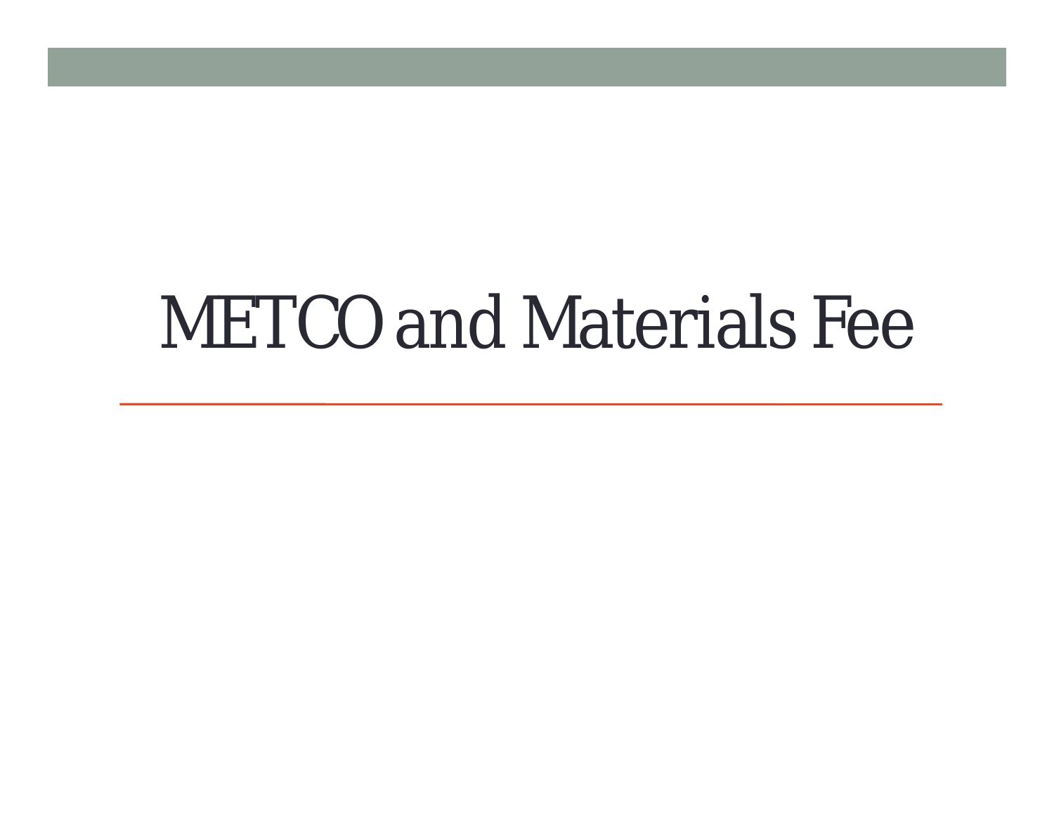# METCO and Materials Fee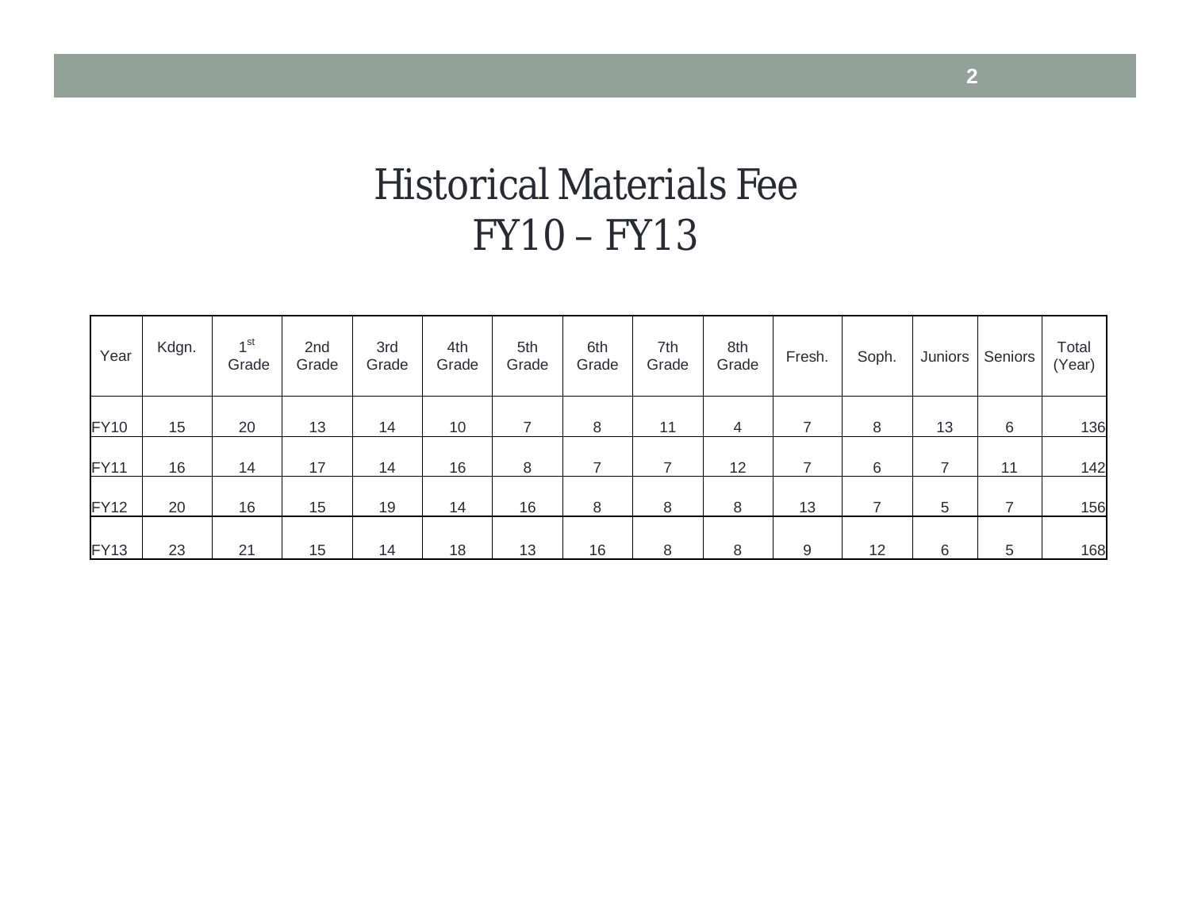# Historical Materials Fee
# FY10 – FY13

| Year | Kdgn. | 1st Grade | 2nd Grade | 3rd Grade | 4th Grade | 5th Grade | 6th Grade | 7th Grade | 8th Grade | Fresh. | Soph. | Juniors | Seniors | Total (Year) |
|---|---|---|---|---|---|---|---|---|---|---|---|---|---|---|
| FY10 | 15 | 20 | 13 | 14 | 10 | 7 | 8 | 11 | 4 | 7 | 8 | 13 | 6 | 136 |
| FY11 | 16 | 14 | 17 | 14 | 16 | 8 | 7 | 7 | 12 | 7 | 6 | 7 | 11 | 142 |
| FY12 | 20 | 16 | 15 | 19 | 14 | 16 | 8 | 8 | 8 | 13 | 7 | 5 | 7 | 156 |
| FY13 | 23 | 21 | 15 | 14 | 18 | 13 | 16 | 8 | 8 | 9 | 12 | 6 | 5 | 168 |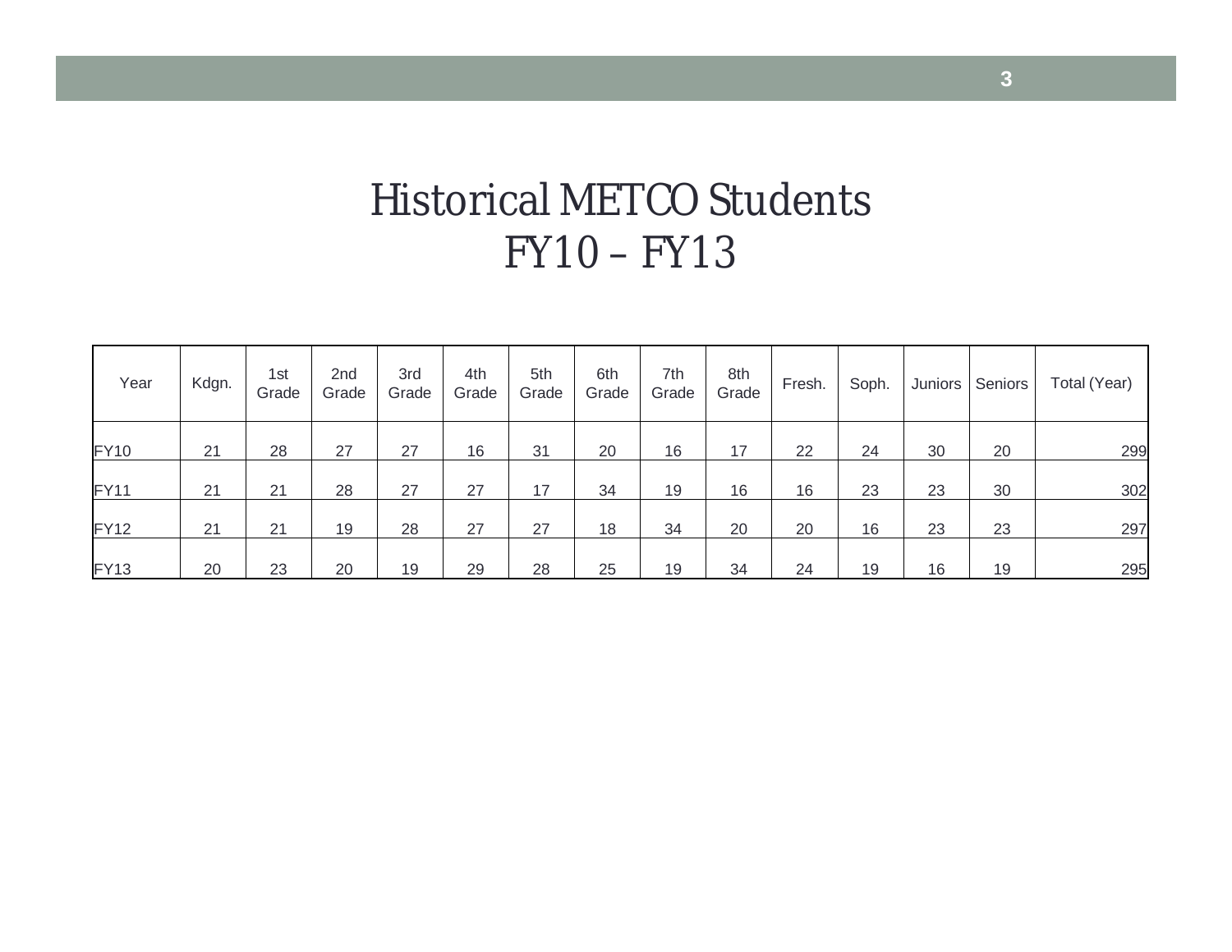# Historical METCO Students FY10 – FY13

| Year | Kdgn. | 1st Grade | 2nd Grade | 3rd Grade | 4th Grade | 5th Grade | 6th Grade | 7th Grade | 8th Grade | Fresh. | Soph. | Juniors | Seniors | Total (Year) |
|---|---|---|---|---|---|---|---|---|---|---|---|---|---|---|
| FY10 | 21 | 28 | 27 | 27 | 16 | 31 | 20 | 16 | 17 | 22 | 24 | 30 | 20 | 299 |
| FY11 | 21 | 21 | 28 | 27 | 27 | 17 | 34 | 19 | 16 | 16 | 23 | 23 | 30 | 302 |
| FY12 | 21 | 21 | 19 | 28 | 27 | 27 | 18 | 34 | 20 | 20 | 16 | 23 | 23 | 297 |
| FY13 | 20 | 23 | 20 | 19 | 29 | 28 | 25 | 19 | 34 | 24 | 19 | 16 | 19 | 295 |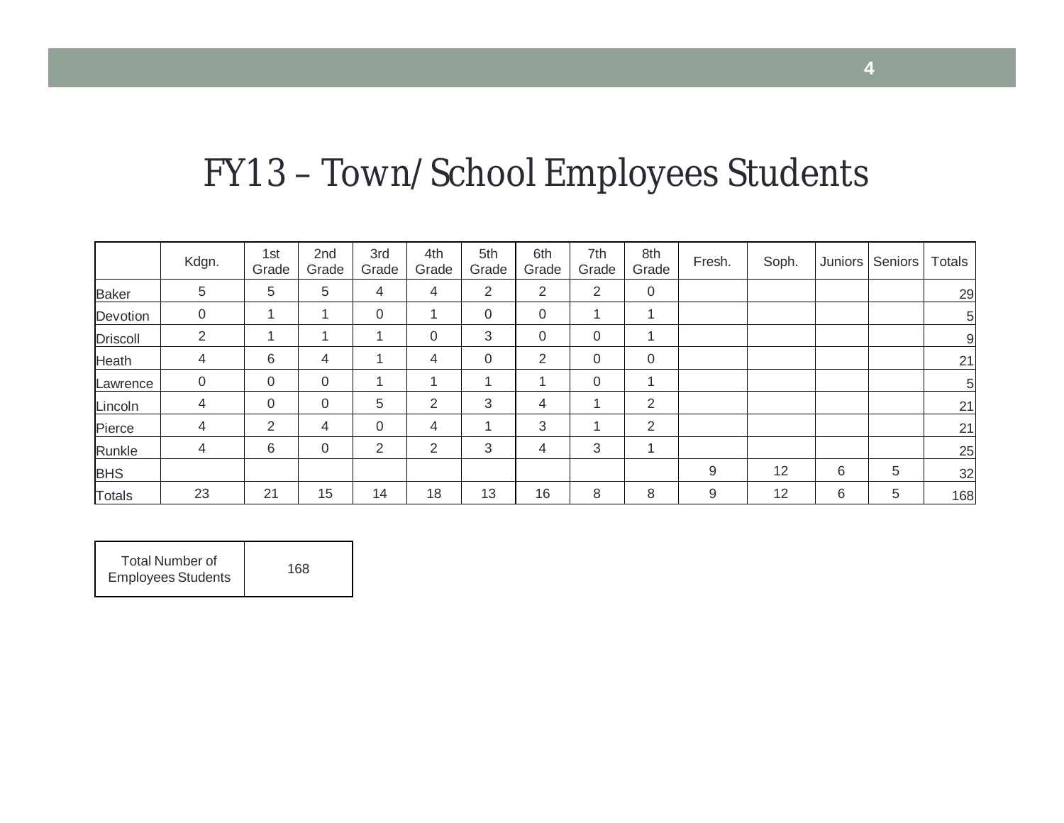# FY13 – Town/School Employees Students

| | Kdgn. | 1st Grade | 2nd Grade | 3rd Grade | 4th Grade | 5th Grade | 6th Grade | 7th Grade | 8th Grade | Fresh. | Soph. | Juniors | Seniors | Totals |
|---|---|---|---|---|---|---|---|---|---|---|---|---|---|---|
| Baker | 5 | 5 | 5 | 4 | 4 | 2 | 2 | 2 | 0 | | | | | 29 |
| Devotion | 0 | 1 | 1 | 0 | 1 | 0 | 0 | 1 | 1 | | | | | 5 |
| Driscoll | 2 | 1 | 1 | 1 | 0 | 3 | 0 | 0 | 1 | | | | | 9 |
| Heath | 4 | 6 | 4 | 1 | 4 | 0 | 2 | 0 | 0 | | | | | 21 |
| Lawrence | 0 | 0 | 0 | 1 | 1 | 1 | 1 | 0 | 1 | | | | | 5 |
| Lincoln | 4 | 0 | 0 | 5 | 2 | 3 | 4 | 1 | 2 | | | | | 21 |
| Pierce | 4 | 2 | 4 | 0 | 4 | 1 | 3 | 1 | 2 | | | | | 21 |
| Runkle | 4 | 6 | 0 | 2 | 2 | 3 | 4 | 3 | 1 | | | | | 25 |
| BHS | | | | | | | | | | 9 | 12 | 6 | 5 | 32 |
| Totals | 23 | 21 | 15 | 14 | 18 | 13 | 16 | 8 | 8 | 9 | 12 | 6 | 5 | 168 |

| Total Number of Employees Students | 168 |
|---|---|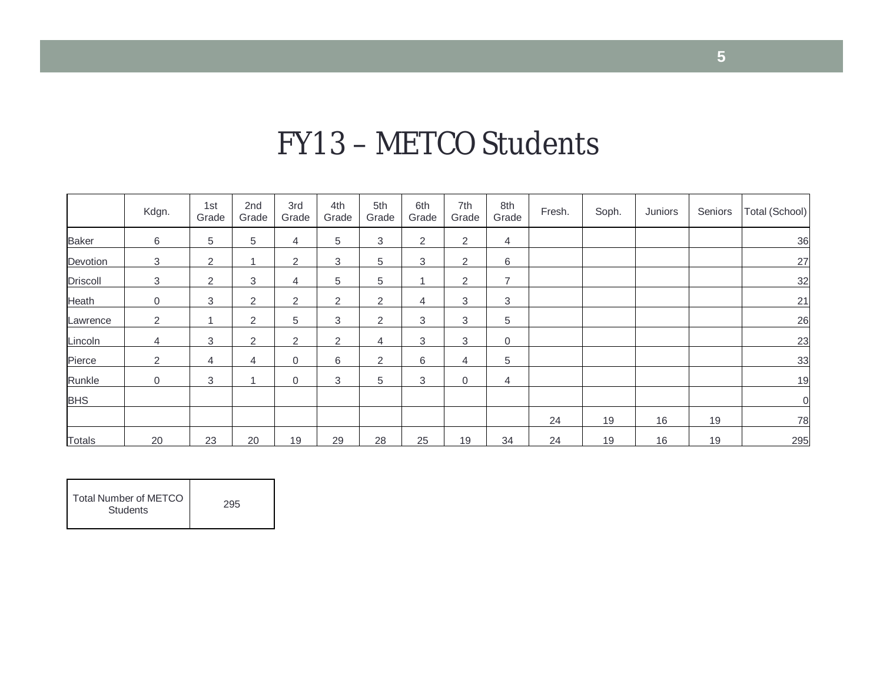# FY13 – METCO Students

| | Kdgn. | 1st Grade | 2nd Grade | 3rd Grade | 4th Grade | 5th Grade | 6th Grade | 7th Grade | 8th Grade | Fresh. | Soph. | Juniors | Seniors | Total (School) |
|---|---|---|---|---|---|---|---|---|---|---|---|---|---|---|
| Baker | 6 | 5 | 5 | 4 | 5 | 3 | 2 | 2 | 4 | | | | | 36 |
| Devotion | 3 | 2 | 1 | 2 | 3 | 5 | 3 | 2 | 6 | | | | | 27 |
| Driscoll | 3 | 2 | 3 | 4 | 5 | 5 | 1 | 2 | 7 | | | | | 32 |
| Heath | 0 | 3 | 2 | 2 | 2 | 2 | 4 | 3 | 3 | | | | | 21 |
| Lawrence | 2 | 1 | 2 | 5 | 3 | 2 | 3 | 3 | 5 | | | | | 26 |
| Lincoln | 4 | 3 | 2 | 2 | 2 | 4 | 3 | 3 | 0 | | | | | 23 |
| Pierce | 2 | 4 | 4 | 0 | 6 | 2 | 6 | 4 | 5 | | | | | 33 |
| Runkle | 0 | 3 | 1 | 0 | 3 | 5 | 3 | 0 | 4 | | | | | 19 |
| BHS | | | | | | | | | | | | | | 0 |
| | | | | | | | | | | 24 | 19 | 16 | 19 | 78 |
| Totals | 20 | 23 | 20 | 19 | 29 | 28 | 25 | 19 | 34 | 24 | 19 | 16 | 19 | 295 |

| | |
|---|---|
| Total Number of METCO Students | 295 |